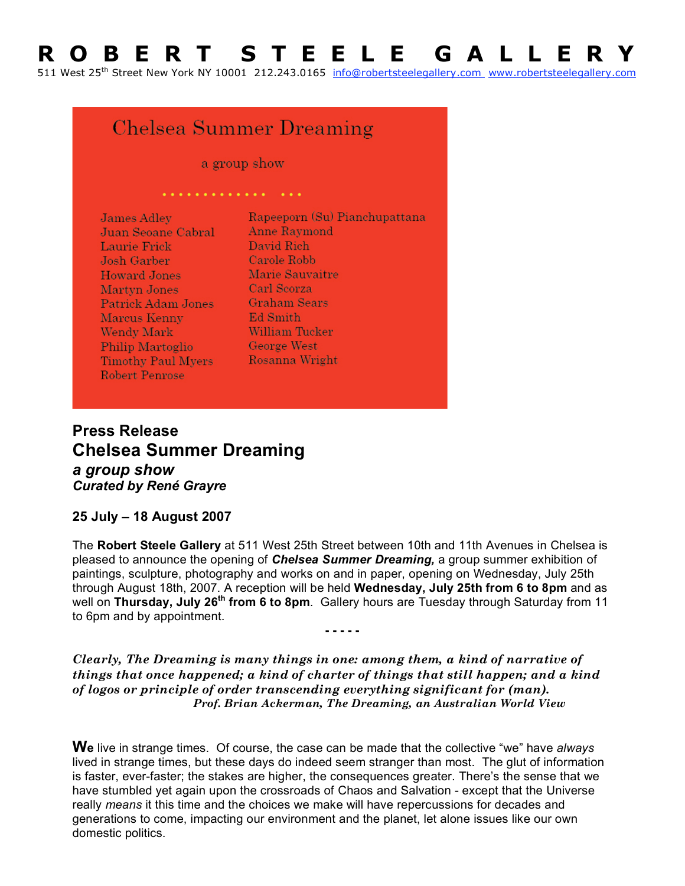# R O B E R T S T E E L E G A L L E R Y

511 West 25th Street New York NY 10001 212.243.0165 info@robertsteelegallery.com www.robertsteelegallery.com

Chelsea Summer Dreaming

a group show

James Adley
Juan Seoane Cabral
Laurie Frick
Josh Garber
Howard Jones
Martyn Jones
Patrick Adam Jones
Marcus Kenny
Wendy Mark
Philip Martoglio
Timothy Paul Myers
Robert Penrose
Rapeeporn (Su) Pianchupattana
Anne Raymond
David Rich
Carole Robb
Marie Sauvaitre
Carl Scorza
Graham Sears
Ed Smith
William Tucker
George West
Rosanna Wright

## Press Release

## Chelsea Summer Dreaming

***a group show***

***Curated by René Grayre***

**25 July – 18 August 2007**

The **Robert Steele Gallery** at 511 West 25th Street between 10th and 11th Avenues in Chelsea is pleased to announce the opening of ***Chelsea Summer Dreaming,*** a group summer exhibition of paintings, sculpture, photography and works on and in paper, opening on Wednesday, July 25th through August 18th, 2007. A reception will be held **Wednesday, July 25th from 6 to 8pm** and as well on **Thursday, July 26th from 6 to 8pm**. Gallery hours are Tuesday through Saturday from 11 to 6pm and by appointment.

- - - - -

***Clearly, The Dreaming is many things in one: among them, a kind of narrative of things that once happened; a kind of charter of things that still happen; and a kind of logos or principle of order transcending everything significant for (man).***
***Prof. Brian Ackerman, The Dreaming, an Australian World View***

**We** live in strange times. Of course, the case can be made that the collective "we" have *always* lived in strange times, but these days do indeed seem stranger than most. The glut of information is faster, ever-faster; the stakes are higher, the consequences greater. There's the sense that we have stumbled yet again upon the crossroads of Chaos and Salvation - except that the Universe really *means* it this time and the choices we make will have repercussions for decades and generations to come, impacting our environment and the planet, let alone issues like our own domestic politics.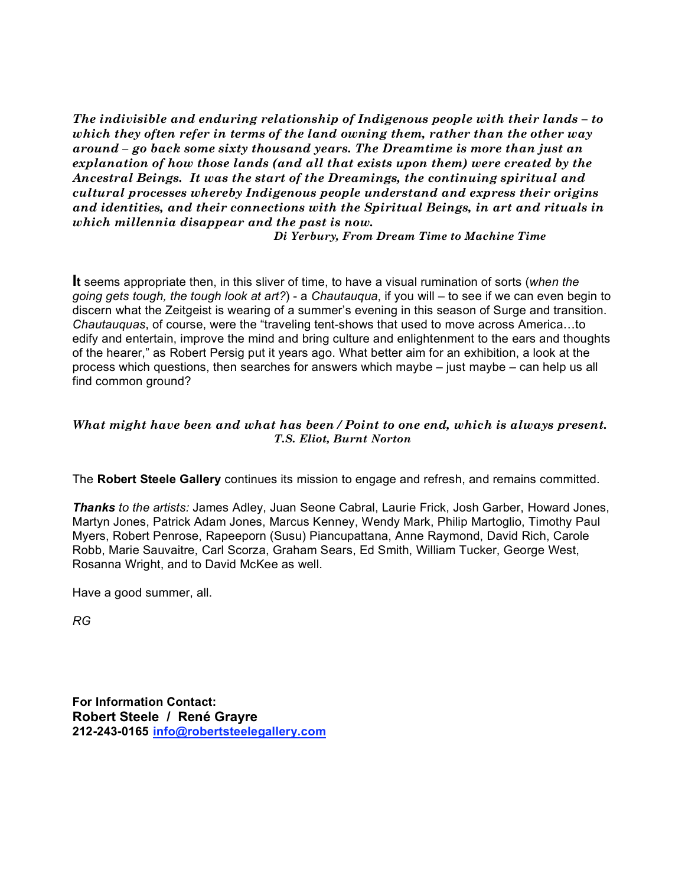***The indivisible and enduring relationship of Indigenous people with their lands – to which they often refer in terms of the land owning them, rather than the other way around – go back some sixty thousand years. The Dreamtime is more than just an explanation of how those lands (and all that exists upon them) were created by the Ancestral Beings. It was the start of the Dreamings, the continuing spiritual and cultural processes whereby Indigenous people understand and express their origins and identities, and their connections with the Spiritual Beings, in art and rituals in which millennia disappear and the past is now.***

***Di Yerbury, From Dream Time to Machine Time***

**It** seems appropriate then, in this sliver of time, to have a visual rumination of sorts (*when the going gets tough, the tough look at art?*) - a *Chautauqua*, if you will – to see if we can even begin to discern what the Zeitgeist is wearing of a summer's evening in this season of Surge and transition. *Chautauquas*, of course, were the "traveling tent-shows that used to move across America…to edify and entertain, improve the mind and bring culture and enlightenment to the ears and thoughts of the hearer," as Robert Persig put it years ago. What better aim for an exhibition, a look at the process which questions, then searches for answers which maybe – just maybe – can help us all find common ground?

***What might have been and what has been / Point to one end, which is always present.***
***T.S. Eliot, Burnt Norton***

The **Robert Steele Gallery** continues its mission to engage and refresh, and remains committed.

***Thanks*** *to the artists:* James Adley, Juan Seone Cabral, Laurie Frick, Josh Garber, Howard Jones, Martyn Jones, Patrick Adam Jones, Marcus Kenney, Wendy Mark, Philip Martoglio, Timothy Paul Myers, Robert Penrose, Rapeeporn (Susu) Piancupattana, Anne Raymond, David Rich, Carole Robb, Marie Sauvaitre, Carl Scorza, Graham Sears, Ed Smith, William Tucker, George West, Rosanna Wright, and to David McKee as well.

Have a good summer, all.

*RG*

**For Information Contact:**
**Robert Steele / René Grayre**
**212-243-0165 [info@robertsteelegallery.com](mailto:info@robertsteelegallery.com)**